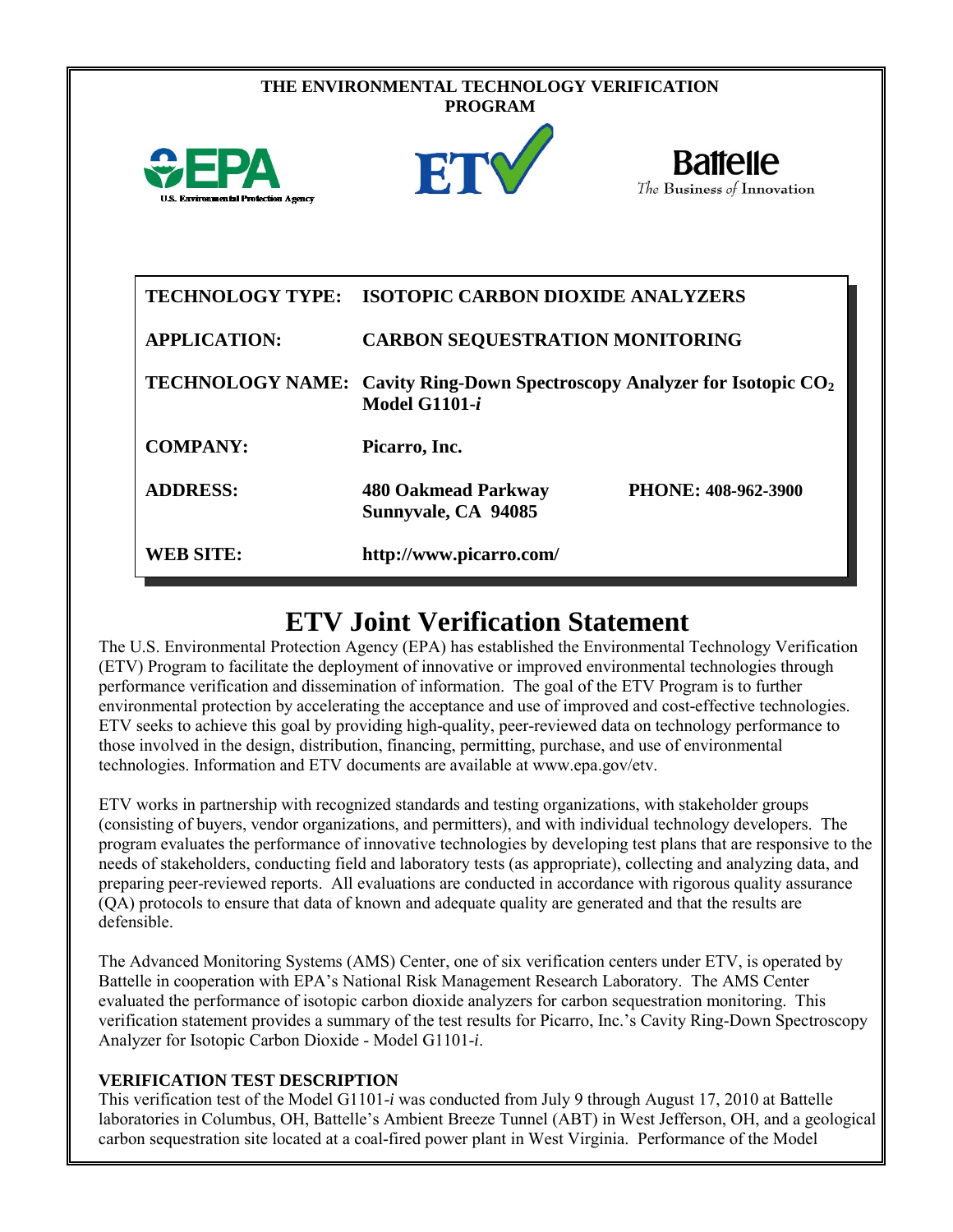THE ENVIRONMENTAL TECHNOLOGY VERIFICATION PROGRAM

| | |
|---|---|
| **TECHNOLOGY TYPE:** | **ISOTOPIC CARBON DIOXIDE ANALYZERS** |
| **APPLICATION:** | **CARBON SEQUESTRATION MONITORING** |
| **TECHNOLOGY NAME:** | **Cavity Ring-Down Spectroscopy Analyzer for Isotopic $CO_2$ Model G1101-*i*** |
| **COMPANY:** | **Picarro, Inc.** |
| **ADDRESS:** | **480 Oakmead Parkway Sunnyvale, CA 94085** — **PHONE: 408-962-3900** |
| **WEB SITE:** | **http://www.picarro.com/** |

# ETV Joint Verification Statement

The U.S. Environmental Protection Agency (EPA) has established the Environmental Technology Verification (ETV) Program to facilitate the deployment of innovative or improved environmental technologies through performance verification and dissemination of information. The goal of the ETV Program is to further environmental protection by accelerating the acceptance and use of improved and cost-effective technologies. ETV seeks to achieve this goal by providing high-quality, peer-reviewed data on technology performance to those involved in the design, distribution, financing, permitting, purchase, and use of environmental technologies. Information and ETV documents are available at www.epa.gov/etv.

ETV works in partnership with recognized standards and testing organizations, with stakeholder groups (consisting of buyers, vendor organizations, and permitters), and with individual technology developers. The program evaluates the performance of innovative technologies by developing test plans that are responsive to the needs of stakeholders, conducting field and laboratory tests (as appropriate), collecting and analyzing data, and preparing peer-reviewed reports. All evaluations are conducted in accordance with rigorous quality assurance (QA) protocols to ensure that data of known and adequate quality are generated and that the results are defensible.

The Advanced Monitoring Systems (AMS) Center, one of six verification centers under ETV, is operated by Battelle in cooperation with EPA's National Risk Management Research Laboratory. The AMS Center evaluated the performance of isotopic carbon dioxide analyzers for carbon sequestration monitoring. This verification statement provides a summary of the test results for Picarro, Inc.'s Cavity Ring-Down Spectroscopy Analyzer for Isotopic Carbon Dioxide - Model G1101-*i*.

### VERIFICATION TEST DESCRIPTION

This verification test of the Model G1101-*i* was conducted from July 9 through August 17, 2010 at Battelle laboratories in Columbus, OH, Battelle's Ambient Breeze Tunnel (ABT) in West Jefferson, OH, and a geological carbon sequestration site located at a coal-fired power plant in West Virginia. Performance of the Model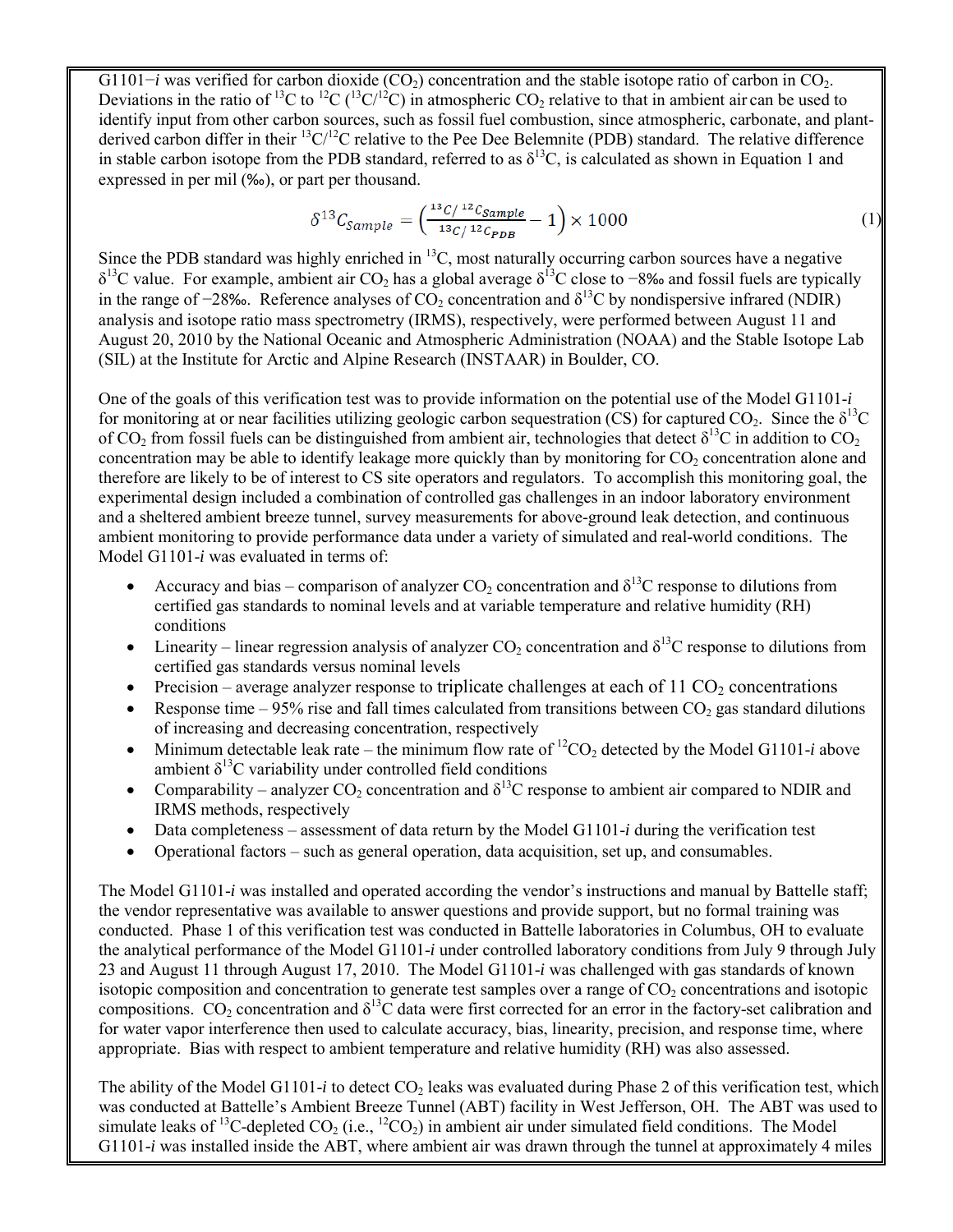G1101−*i* was verified for carbon dioxide ($CO_2$) concentration and the stable isotope ratio of carbon in $CO_2$. Deviations in the ratio of $^{13}C$ to $^{12}C$ ($^{13}C/^{12}C$) in atmospheric $CO_2$ relative to that in ambient air can be used to identify input from other carbon sources, such as fossil fuel combustion, since atmospheric, carbonate, and plant-derived carbon differ in their $^{13}C/^{12}C$ relative to the Pee Dee Belemnite (PDB) standard. The relative difference in stable carbon isotope from the PDB standard, referred to as $\delta^{13}C$, is calculated as shown in Equation 1 and expressed in per mil (‰), or part per thousand.

$$\delta^{13}C_{Sample} = \left(\frac{^{13}C/\,^{12}C_{Sample}}{^{13}C/\,^{12}C_{PDB}} - 1\right) \times 1000 \quad (1)$$

Since the PDB standard was highly enriched in $^{13}C$, most naturally occurring carbon sources have a negative $\delta^{13}C$ value. For example, ambient air $CO_2$ has a global average $\delta^{13}C$ close to −8‰ and fossil fuels are typically in the range of −28‰. Reference analyses of $CO_2$ concentration and $\delta^{13}C$ by nondispersive infrared (NDIR) analysis and isotope ratio mass spectrometry (IRMS), respectively, were performed between August 11 and August 20, 2010 by the National Oceanic and Atmospheric Administration (NOAA) and the Stable Isotope Lab (SIL) at the Institute for Arctic and Alpine Research (INSTAAR) in Boulder, CO.

One of the goals of this verification test was to provide information on the potential use of the Model G1101-*i* for monitoring at or near facilities utilizing geologic carbon sequestration (CS) for captured $CO_2$. Since the $\delta^{13}C$ of $CO_2$ from fossil fuels can be distinguished from ambient air, technologies that detect $\delta^{13}C$ in addition to $CO_2$ concentration may be able to identify leakage more quickly than by monitoring for $CO_2$ concentration alone and therefore are likely to be of interest to CS site operators and regulators. To accomplish this monitoring goal, the experimental design included a combination of controlled gas challenges in an indoor laboratory environment and a sheltered ambient breeze tunnel, survey measurements for above-ground leak detection, and continuous ambient monitoring to provide performance data under a variety of simulated and real-world conditions. The Model G1101-*i* was evaluated in terms of:

- Accuracy and bias – comparison of analyzer $CO_2$ concentration and $\delta^{13}C$ response to dilutions from certified gas standards to nominal levels and at variable temperature and relative humidity (RH) conditions
- Linearity – linear regression analysis of analyzer $CO_2$ concentration and $\delta^{13}C$ response to dilutions from certified gas standards versus nominal levels
- Precision – average analyzer response to triplicate challenges at each of 11 $CO_2$ concentrations
- Response time – 95% rise and fall times calculated from transitions between $CO_2$ gas standard dilutions of increasing and decreasing concentration, respectively
- Minimum detectable leak rate – the minimum flow rate of $^{12}CO_2$ detected by the Model G1101-*i* above ambient $\delta^{13}C$ variability under controlled field conditions
- Comparability – analyzer $CO_2$ concentration and $\delta^{13}C$ response to ambient air compared to NDIR and IRMS methods, respectively
- Data completeness – assessment of data return by the Model G1101-*i* during the verification test
- Operational factors – such as general operation, data acquisition, set up, and consumables.

The Model G1101-*i* was installed and operated according the vendor's instructions and manual by Battelle staff; the vendor representative was available to answer questions and provide support, but no formal training was conducted. Phase 1 of this verification test was conducted in Battelle laboratories in Columbus, OH to evaluate the analytical performance of the Model G1101-*i* under controlled laboratory conditions from July 9 through July 23 and August 11 through August 17, 2010. The Model G1101-*i* was challenged with gas standards of known isotopic composition and concentration to generate test samples over a range of $CO_2$ concentrations and isotopic compositions. $CO_2$ concentration and $\delta^{13}C$ data were first corrected for an error in the factory-set calibration and for water vapor interference then used to calculate accuracy, bias, linearity, precision, and response time, where appropriate. Bias with respect to ambient temperature and relative humidity (RH) was also assessed.

The ability of the Model G1101-*i* to detect $CO_2$ leaks was evaluated during Phase 2 of this verification test, which was conducted at Battelle's Ambient Breeze Tunnel (ABT) facility in West Jefferson, OH. The ABT was used to simulate leaks of $^{13}C$-depleted $CO_2$ (i.e., $^{12}CO_2$) in ambient air under simulated field conditions. The Model G1101-*i* was installed inside the ABT, where ambient air was drawn through the tunnel at approximately 4 miles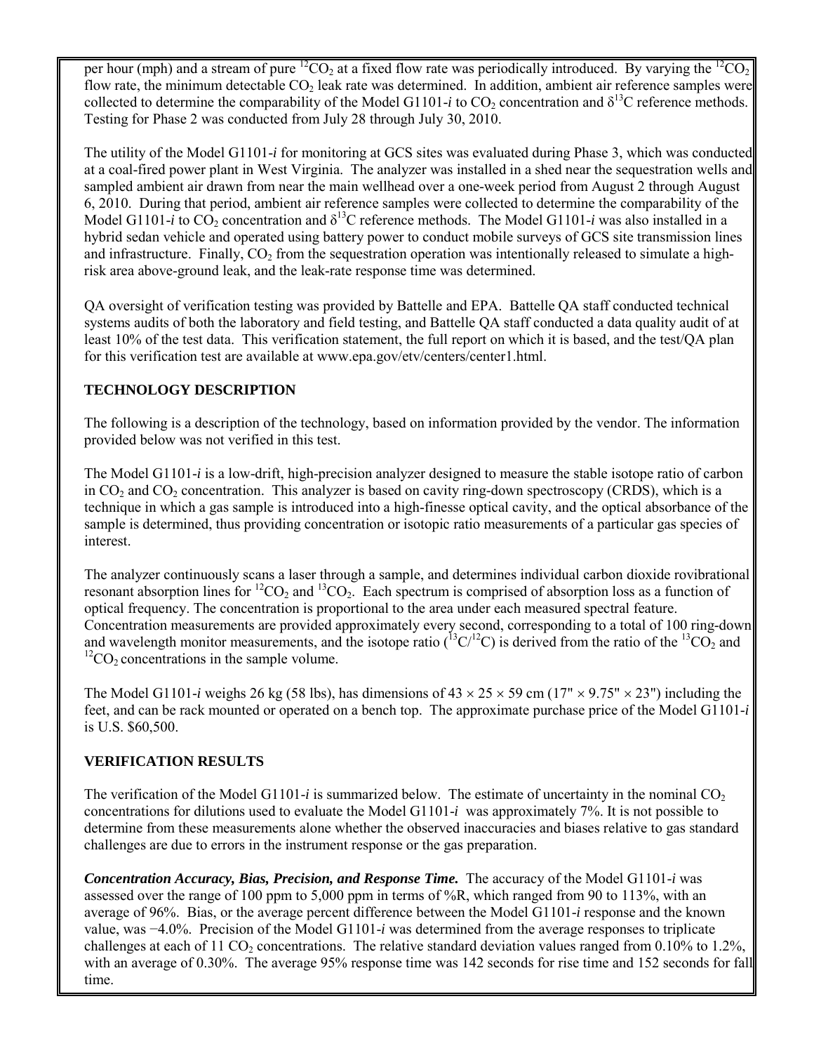per hour (mph) and a stream of pure $^{12}CO_2$ at a fixed flow rate was periodically introduced. By varying the $^{12}CO_2$ flow rate, the minimum detectable $CO_2$ leak rate was determined. In addition, ambient air reference samples were collected to determine the comparability of the Model G1101-*i* to $CO_2$ concentration and $\delta^{13}C$ reference methods. Testing for Phase 2 was conducted from July 28 through July 30, 2010.

The utility of the Model G1101-*i* for monitoring at GCS sites was evaluated during Phase 3, which was conducted at a coal-fired power plant in West Virginia. The analyzer was installed in a shed near the sequestration wells and sampled ambient air drawn from near the main wellhead over a one-week period from August 2 through August 6, 2010. During that period, ambient air reference samples were collected to determine the comparability of the Model G1101-*i* to $CO_2$ concentration and $\delta^{13}C$ reference methods. The Model G1101-*i* was also installed in a hybrid sedan vehicle and operated using battery power to conduct mobile surveys of GCS site transmission lines and infrastructure. Finally, $CO_2$ from the sequestration operation was intentionally released to simulate a high-risk area above-ground leak, and the leak-rate response time was determined.

QA oversight of verification testing was provided by Battelle and EPA. Battelle QA staff conducted technical systems audits of both the laboratory and field testing, and Battelle QA staff conducted a data quality audit of at least 10% of the test data. This verification statement, the full report on which it is based, and the test/QA plan for this verification test are available at www.epa.gov/etv/centers/center1.html.

**TECHNOLOGY DESCRIPTION**

The following is a description of the technology, based on information provided by the vendor. The information provided below was not verified in this test.

The Model G1101-*i* is a low-drift, high-precision analyzer designed to measure the stable isotope ratio of carbon in $CO_2$ and $CO_2$ concentration. This analyzer is based on cavity ring-down spectroscopy (CRDS), which is a technique in which a gas sample is introduced into a high-finesse optical cavity, and the optical absorbance of the sample is determined, thus providing concentration or isotopic ratio measurements of a particular gas species of interest.

The analyzer continuously scans a laser through a sample, and determines individual carbon dioxide rovibrational resonant absorption lines for $^{12}CO_2$ and $^{13}CO_2$. Each spectrum is comprised of absorption loss as a function of optical frequency. The concentration is proportional to the area under each measured spectral feature. Concentration measurements are provided approximately every second, corresponding to a total of 100 ring-down and wavelength monitor measurements, and the isotope ratio ($^{13}C/^{12}C$) is derived from the ratio of the $^{13}CO_2$ and $^{12}CO_2$ concentrations in the sample volume.

The Model G1101-*i* weighs 26 kg (58 lbs), has dimensions of $43 \times 25 \times 59$ cm ($17" \times 9.75" \times 23"$) including the feet, and can be rack mounted or operated on a bench top. The approximate purchase price of the Model G1101-*i* is U.S. \$60,500.

**VERIFICATION RESULTS**

The verification of the Model G1101-*i* is summarized below. The estimate of uncertainty in the nominal $CO_2$ concentrations for dilutions used to evaluate the Model G1101-*i* was approximately 7%. It is not possible to determine from these measurements alone whether the observed inaccuracies and biases relative to gas standard challenges are due to errors in the instrument response or the gas preparation.

***Concentration Accuracy, Bias, Precision, and Response Time.*** The accuracy of the Model G1101-*i* was assessed over the range of 100 ppm to 5,000 ppm in terms of %R, which ranged from 90 to 113%, with an average of 96%. Bias, or the average percent difference between the Model G1101-*i* response and the known value, was −4.0%. Precision of the Model G1101-*i* was determined from the average responses to triplicate challenges at each of 11 $CO_2$ concentrations. The relative standard deviation values ranged from 0.10% to 1.2%, with an average of 0.30%. The average 95% response time was 142 seconds for rise time and 152 seconds for fall time.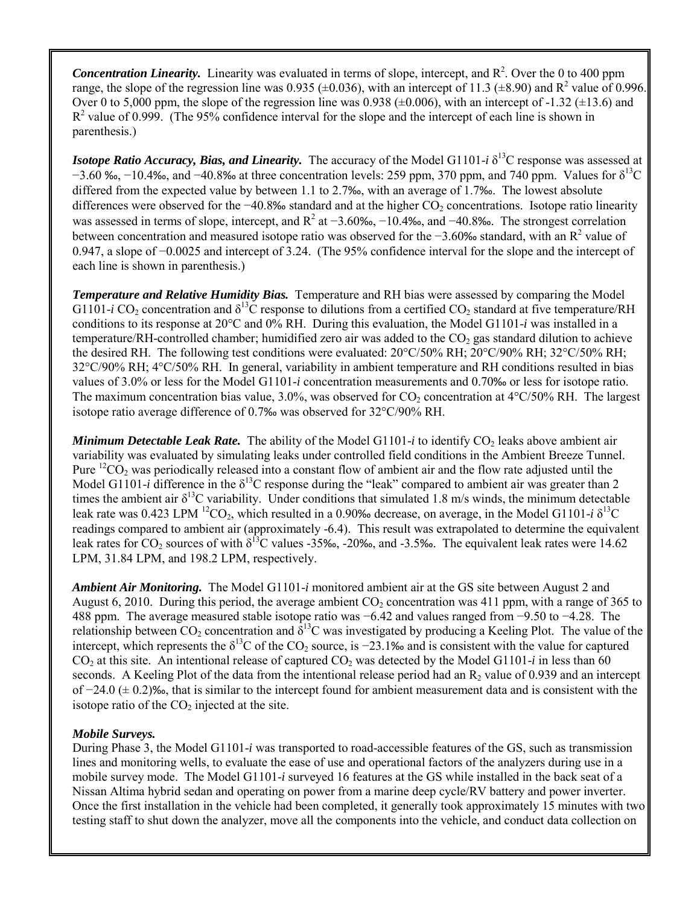***Concentration Linearity.*** Linearity was evaluated in terms of slope, intercept, and $R^2$. Over the 0 to 400 ppm range, the slope of the regression line was 0.935 (±0.036), with an intercept of 11.3 (±8.90) and $R^2$ value of 0.996. Over 0 to 5,000 ppm, the slope of the regression line was 0.938 (±0.006), with an intercept of -1.32 (±13.6) and $R^2$ value of 0.999. (The 95% confidence interval for the slope and the intercept of each line is shown in parenthesis.)

***Isotope Ratio Accuracy, Bias, and Linearity.*** The accuracy of the Model G1101-*i* $\delta^{13}C$ response was assessed at −3.60 ‰, −10.4‰, and −40.8‰ at three concentration levels: 259 ppm, 370 ppm, and 740 ppm. Values for $\delta^{13}C$ differed from the expected value by between 1.1 to 2.7‰, with an average of 1.7‰. The lowest absolute differences were observed for the −40.8‰ standard and at the higher $CO_2$ concentrations. Isotope ratio linearity was assessed in terms of slope, intercept, and $R^2$ at −3.60‰, −10.4‰, and −40.8‰. The strongest correlation between concentration and measured isotope ratio was observed for the −3.60‰ standard, with an $R^2$ value of 0.947, a slope of −0.0025 and intercept of 3.24. (The 95% confidence interval for the slope and the intercept of each line is shown in parenthesis.)

***Temperature and Relative Humidity Bias.*** Temperature and RH bias were assessed by comparing the Model G1101-*i* $CO_2$ concentration and $\delta^{13}C$ response to dilutions from a certified $CO_2$ standard at five temperature/RH conditions to its response at 20°C and 0% RH. During this evaluation, the Model G1101-*i* was installed in a temperature/RH-controlled chamber; humidified zero air was added to the $CO_2$ gas standard dilution to achieve the desired RH. The following test conditions were evaluated: 20°C/50% RH; 20°C/90% RH; 32°C/50% RH; 32°C/90% RH; 4°C/50% RH. In general, variability in ambient temperature and RH conditions resulted in bias values of 3.0% or less for the Model G1101-*i* concentration measurements and 0.70‰ or less for isotope ratio. The maximum concentration bias value, 3.0%, was observed for $CO_2$ concentration at 4°C/50% RH. The largest isotope ratio average difference of 0.7‰ was observed for 32°C/90% RH.

***Minimum Detectable Leak Rate.*** The ability of the Model G1101-*i* to identify $CO_2$ leaks above ambient air variability was evaluated by simulating leaks under controlled field conditions in the Ambient Breeze Tunnel. Pure $^{12}CO_2$ was periodically released into a constant flow of ambient air and the flow rate adjusted until the Model G1101-*i* difference in the $\delta^{13}C$ response during the "leak" compared to ambient air was greater than 2 times the ambient air $\delta^{13}C$ variability. Under conditions that simulated 1.8 m/s winds, the minimum detectable leak rate was 0.423 LPM $^{12}CO_2$, which resulted in a 0.90‰ decrease, on average, in the Model G1101-*i* $\delta^{13}C$ readings compared to ambient air (approximately -6.4). This result was extrapolated to determine the equivalent leak rates for $CO_2$ sources of with $\delta^{13}C$ values -35‰, -20‰, and -3.5‰. The equivalent leak rates were 14.62 LPM, 31.84 LPM, and 198.2 LPM, respectively.

***Ambient Air Monitoring.*** The Model G1101-*i* monitored ambient air at the GS site between August 2 and August 6, 2010. During this period, the average ambient $CO_2$ concentration was 411 ppm, with a range of 365 to 488 ppm. The average measured stable isotope ratio was −6.42 and values ranged from −9.50 to −4.28. The relationship between $CO_2$ concentration and $\delta^{13}C$ was investigated by producing a Keeling Plot. The value of the intercept, which represents the $\delta^{13}C$ of the $CO_2$ source, is −23.1‰ and is consistent with the value for captured $CO_2$ at this site. An intentional release of captured $CO_2$ was detected by the Model G1101-*i* in less than 60 seconds. A Keeling Plot of the data from the intentional release period had an $R_2$ value of 0.939 and an intercept of −24.0 (± 0.2)‰, that is similar to the intercept found for ambient measurement data and is consistent with the isotope ratio of the $CO_2$ injected at the site.

***Mobile Surveys.***

During Phase 3, the Model G1101-*i* was transported to road-accessible features of the GS, such as transmission lines and monitoring wells, to evaluate the ease of use and operational factors of the analyzers during use in a mobile survey mode. The Model G1101-*i* surveyed 16 features at the GS while installed in the back seat of a Nissan Altima hybrid sedan and operating on power from a marine deep cycle/RV battery and power inverter. Once the first installation in the vehicle had been completed, it generally took approximately 15 minutes with two testing staff to shut down the analyzer, move all the components into the vehicle, and conduct data collection on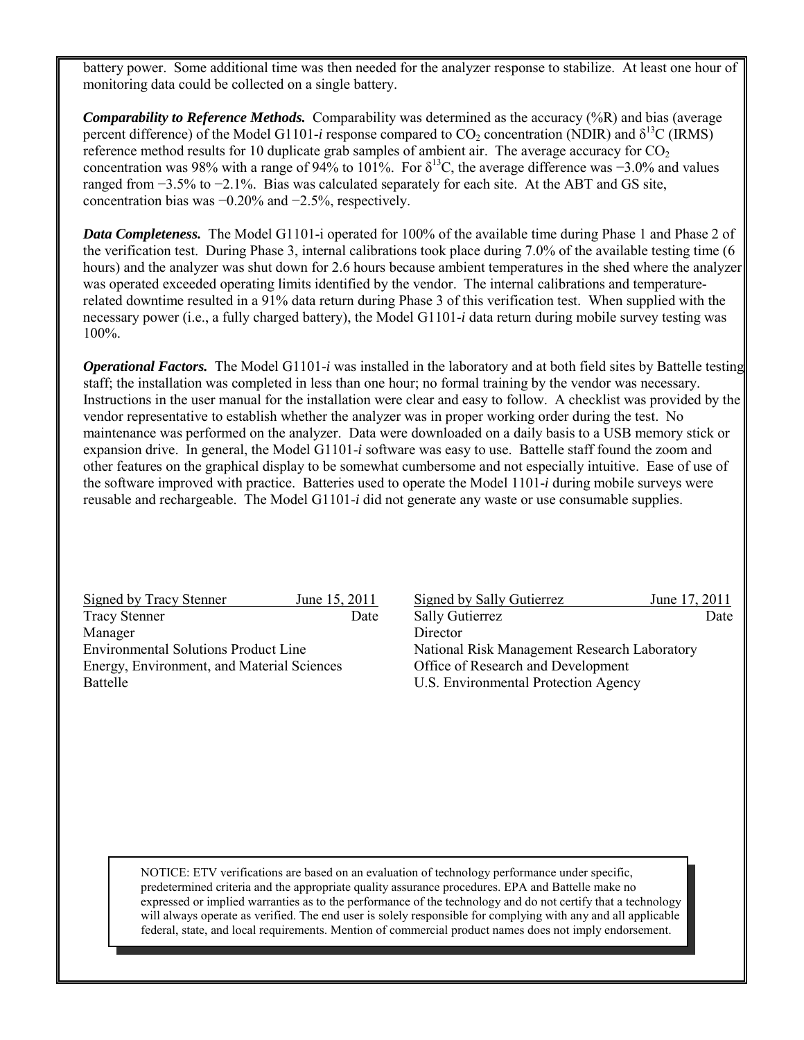battery power. Some additional time was then needed for the analyzer response to stabilize. At least one hour of monitoring data could be collected on a single battery.

***Comparability to Reference Methods.*** Comparability was determined as the accuracy (%R) and bias (average percent difference) of the Model G1101-*i* response compared to $CO_2$ concentration (NDIR) and $\delta^{13}C$ (IRMS) reference method results for 10 duplicate grab samples of ambient air. The average accuracy for $CO_2$ concentration was 98% with a range of 94% to 101%. For $\delta^{13}C$, the average difference was −3.0% and values ranged from −3.5% to −2.1%. Bias was calculated separately for each site. At the ABT and GS site, concentration bias was −0.20% and −2.5%, respectively.

***Data Completeness.*** The Model G1101-i operated for 100% of the available time during Phase 1 and Phase 2 of the verification test. During Phase 3, internal calibrations took place during 7.0% of the available testing time (6 hours) and the analyzer was shut down for 2.6 hours because ambient temperatures in the shed where the analyzer was operated exceeded operating limits identified by the vendor. The internal calibrations and temperature-related downtime resulted in a 91% data return during Phase 3 of this verification test. When supplied with the necessary power (i.e., a fully charged battery), the Model G1101-*i* data return during mobile survey testing was 100%.

***Operational Factors.*** The Model G1101-*i* was installed in the laboratory and at both field sites by Battelle testing staff; the installation was completed in less than one hour; no formal training by the vendor was necessary. Instructions in the user manual for the installation were clear and easy to follow. A checklist was provided by the vendor representative to establish whether the analyzer was in proper working order during the test. No maintenance was performed on the analyzer. Data were downloaded on a daily basis to a USB memory stick or expansion drive. In general, the Model G1101-*i* software was easy to use. Battelle staff found the zoom and other features on the graphical display to be somewhat cumbersome and not especially intuitive. Ease of use of the software improved with practice. Batteries used to operate the Model 1101-*i* during mobile surveys were reusable and rechargeable. The Model G1101-*i* did not generate any waste or use consumable supplies.

Signed by Tracy Stenner June 15, 2011
Tracy Stenner Date
Manager
Environmental Solutions Product Line
Energy, Environment, and Material Sciences
Battelle

Signed by Sally Gutierrez June 17, 2011
Sally Gutierrez Date
Director
National Risk Management Research Laboratory
Office of Research and Development
U.S. Environmental Protection Agency

NOTICE: ETV verifications are based on an evaluation of technology performance under specific, predetermined criteria and the appropriate quality assurance procedures. EPA and Battelle make no expressed or implied warranties as to the performance of the technology and do not certify that a technology will always operate as verified. The end user is solely responsible for complying with any and all applicable federal, state, and local requirements. Mention of commercial product names does not imply endorsement.